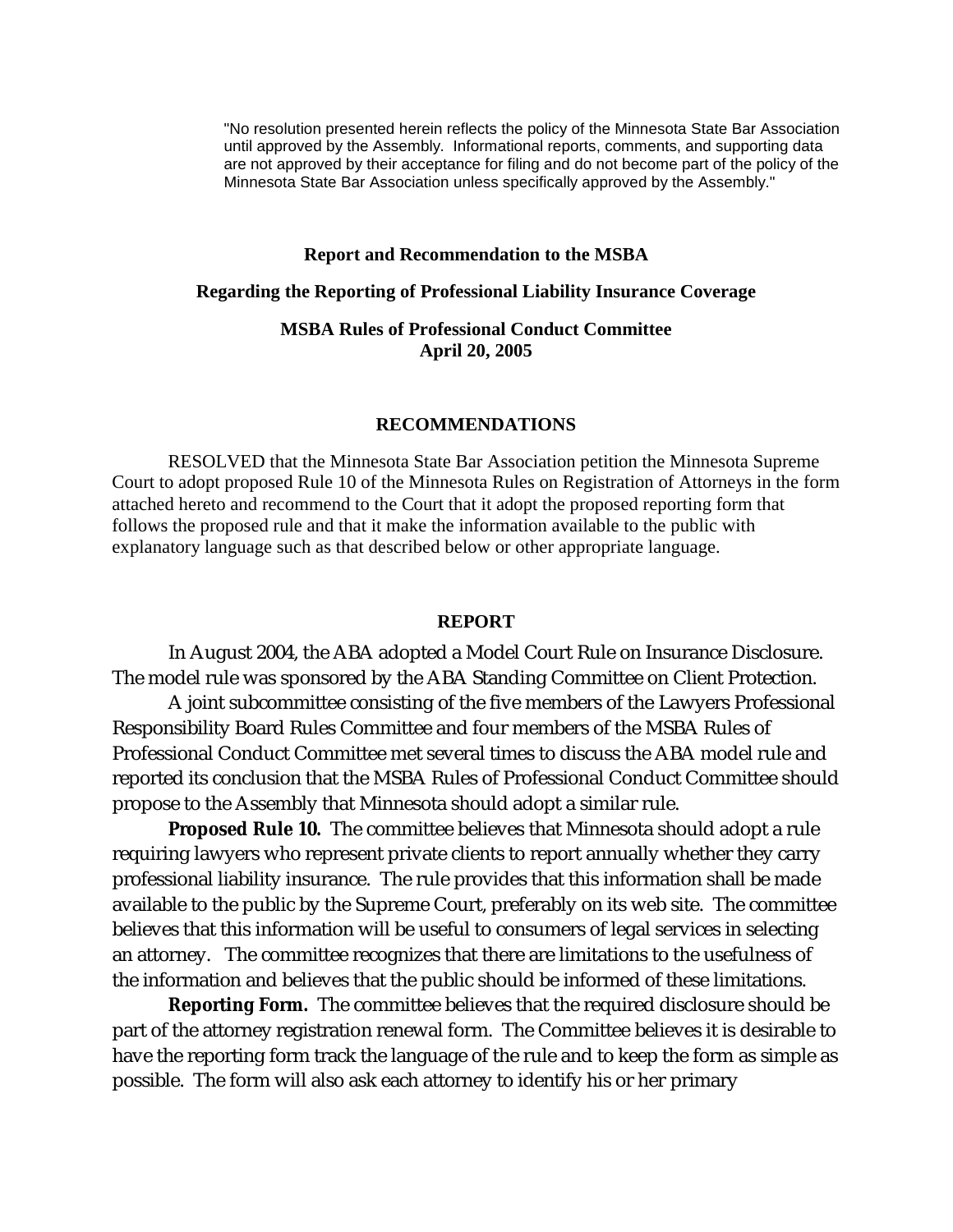"No resolution presented herein reflects the policy of the Minnesota State Bar Association until approved by the Assembly. Informational reports, comments, and supporting data are not approved by their acceptance for filing and do not become part of the policy of the Minnesota State Bar Association unless specifically approved by the Assembly."

**Report and Recommendation to the MSBA**

**Regarding the Reporting of Professional Liability Insurance Coverage**

**MSBA Rules of Professional Conduct Committee**
**April 20, 2005**

## RECOMMENDATIONS

RESOLVED that the Minnesota State Bar Association petition the Minnesota Supreme Court to adopt proposed Rule 10 of the Minnesota Rules on Registration of Attorneys in the form attached hereto and recommend to the Court that it adopt the proposed reporting form that follows the proposed rule and that it make the information available to the public with explanatory language such as that described below or other appropriate language.

## REPORT

In August 2004, the ABA adopted a Model Court Rule on Insurance Disclosure. The model rule was sponsored by the ABA Standing Committee on Client Protection.

A joint subcommittee consisting of the five members of the Lawyers Professional Responsibility Board Rules Committee and four members of the MSBA Rules of Professional Conduct Committee met several times to discuss the ABA model rule and reported its conclusion that the MSBA Rules of Professional Conduct Committee should propose to the Assembly that Minnesota should adopt a similar rule.

**Proposed Rule 10.** The committee believes that Minnesota should adopt a rule requiring lawyers who represent private clients to report annually whether they carry professional liability insurance. The rule provides that this information shall be made available to the public by the Supreme Court, preferably on its web site. The committee believes that this information will be useful to consumers of legal services in selecting an attorney. The committee recognizes that there are limitations to the usefulness of the information and believes that the public should be informed of these limitations.

**Reporting Form.** The committee believes that the required disclosure should be part of the attorney registration renewal form. The Committee believes it is desirable to have the reporting form track the language of the rule and to keep the form as simple as possible. The form will also ask each attorney to identify his or her primary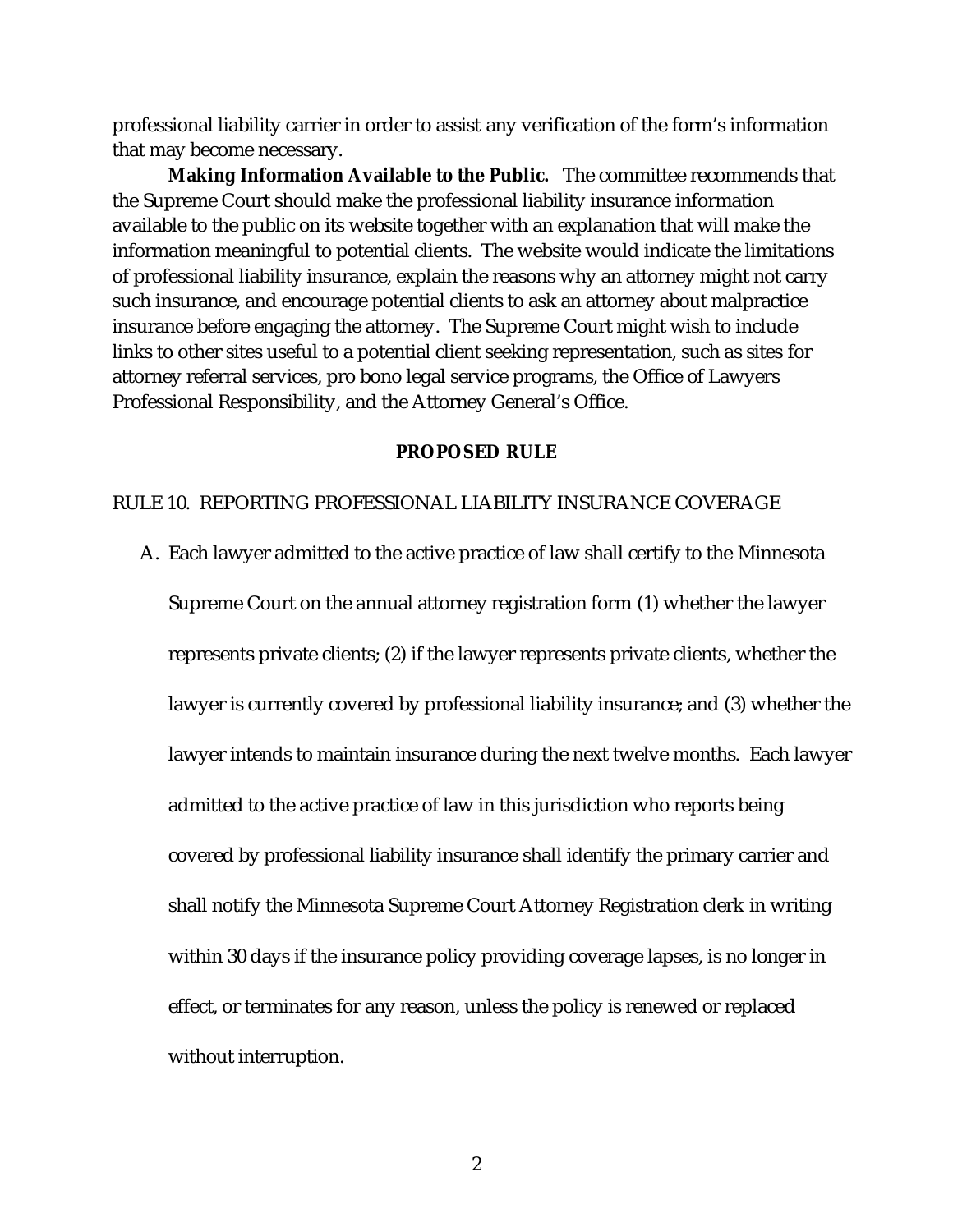professional liability carrier in order to assist any verification of the form's information that may become necessary.

**Making Information Available to the Public.** The committee recommends that the Supreme Court should make the professional liability insurance information available to the public on its website together with an explanation that will make the information meaningful to potential clients. The website would indicate the limitations of professional liability insurance, explain the reasons why an attorney might not carry such insurance, and encourage potential clients to ask an attorney about malpractice insurance before engaging the attorney. The Supreme Court might wish to include links to other sites useful to a potential client seeking representation, such as sites for attorney referral services, pro bono legal service programs, the Office of Lawyers Professional Responsibility, and the Attorney General's Office.

## PROPOSED RULE

RULE 10. REPORTING PROFESSIONAL LIABILITY INSURANCE COVERAGE

A. Each lawyer admitted to the active practice of law shall certify to the Minnesota Supreme Court on the annual attorney registration form (1) whether the lawyer represents private clients; (2) if the lawyer represents private clients, whether the lawyer is currently covered by professional liability insurance; and (3) whether the lawyer intends to maintain insurance during the next twelve months. Each lawyer admitted to the active practice of law in this jurisdiction who reports being covered by professional liability insurance shall identify the primary carrier and shall notify the Minnesota Supreme Court Attorney Registration clerk in writing within 30 days if the insurance policy providing coverage lapses, is no longer in effect, or terminates for any reason, unless the policy is renewed or replaced without interruption.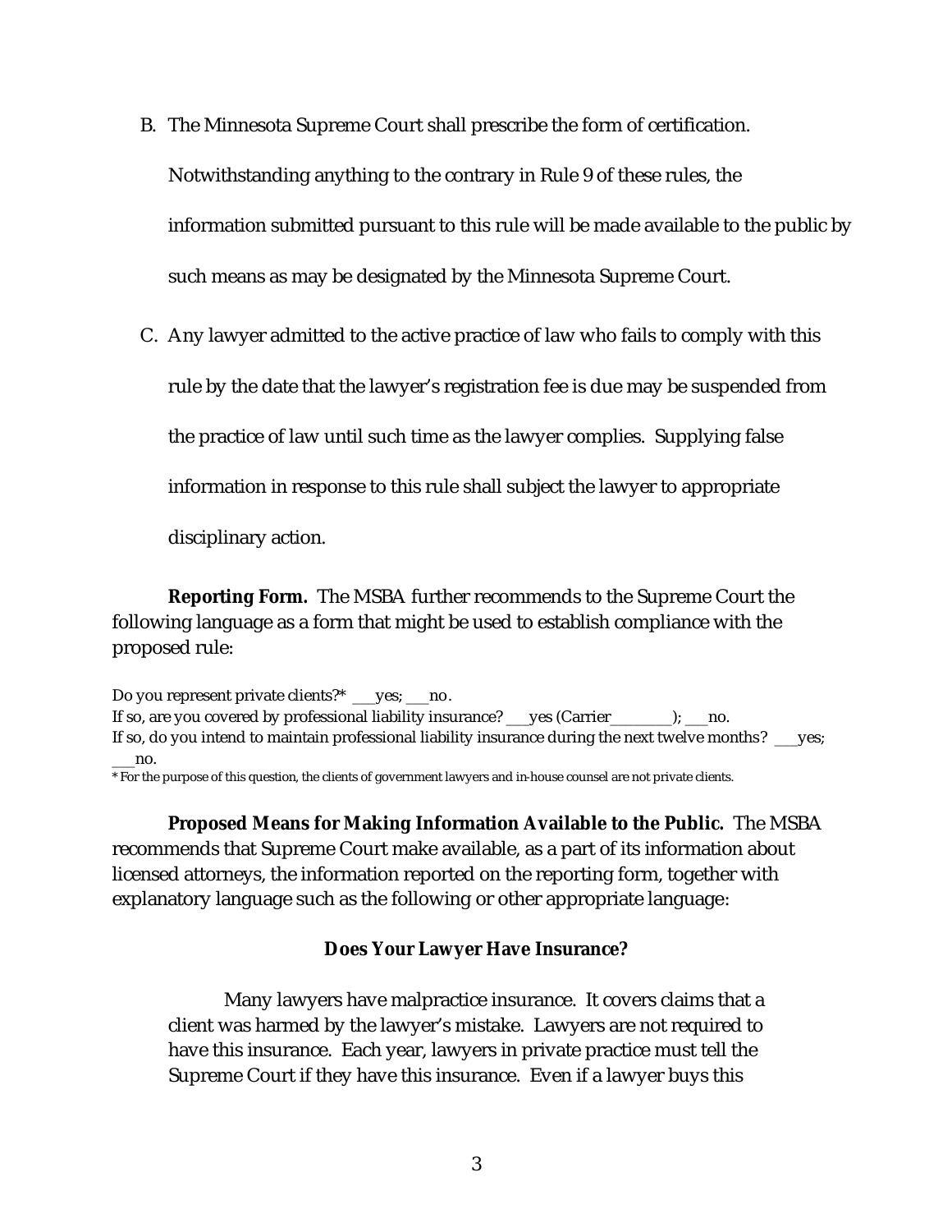B. The Minnesota Supreme Court shall prescribe the form of certification. Notwithstanding anything to the contrary in Rule 9 of these rules, the information submitted pursuant to this rule will be made available to the public by such means as may be designated by the Minnesota Supreme Court.

C. Any lawyer admitted to the active practice of law who fails to comply with this rule by the date that the lawyer's registration fee is due may be suspended from the practice of law until such time as the lawyer complies. Supplying false information in response to this rule shall subject the lawyer to appropriate disciplinary action.

**Reporting Form.** The MSBA further recommends to the Supreme Court the following language as a form that might be used to establish compliance with the proposed rule:

Do you represent private clients?* ___yes; ___no.
If so, are you covered by professional liability insurance? ___yes (Carrier________); ___no.
If so, do you intend to maintain professional liability insurance during the next twelve months? ___yes; ___no.

* For the purpose of this question, the clients of government lawyers and in-house counsel are not private clients.

**Proposed Means for Making Information Available to the Public.** The MSBA recommends that Supreme Court make available, as a part of its information about licensed attorneys, the information reported on the reporting form, together with explanatory language such as the following or other appropriate language:

**Does Your Lawyer Have Insurance?**

Many lawyers have malpractice insurance. It covers claims that a client was harmed by the lawyer's mistake. Lawyers are not required to have this insurance. Each year, lawyers in private practice must tell the Supreme Court if they have this insurance. Even if a lawyer buys this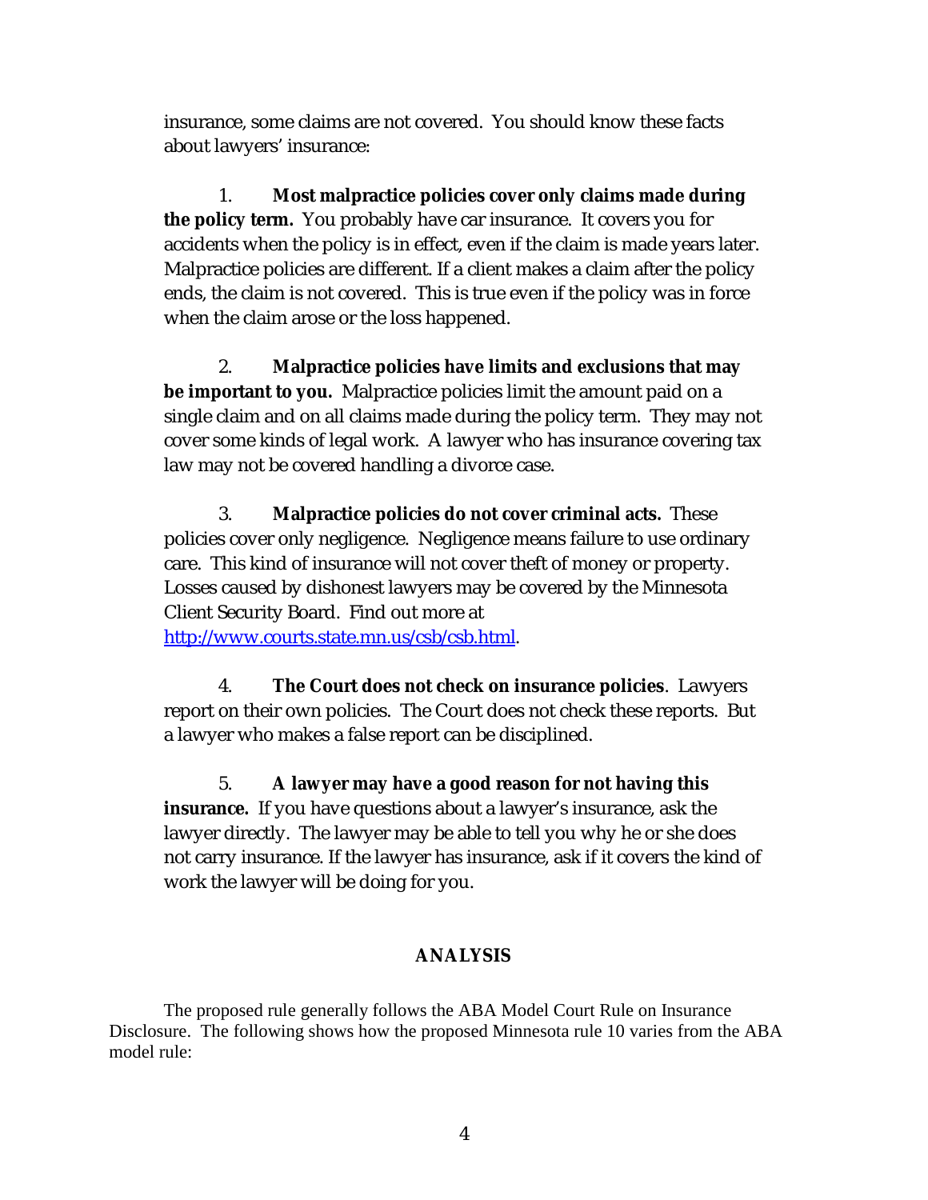insurance, some claims are not covered. You should know these facts about lawyers' insurance:

1. **Most malpractice policies cover only claims made during the policy term.** You probably have car insurance. It covers you for accidents when the policy is in effect, even if the claim is made years later. Malpractice policies are different. If a client makes a claim after the policy ends, the claim is not covered. This is true even if the policy was in force when the claim arose or the loss happened.

2. **Malpractice policies have limits and exclusions that may be important to you.** Malpractice policies limit the amount paid on a single claim and on all claims made during the policy term. They may not cover some kinds of legal work. A lawyer who has insurance covering tax law may not be covered handling a divorce case.

3. **Malpractice policies do not cover criminal acts.** These policies cover only negligence. Negligence means failure to use ordinary care. This kind of insurance will not cover theft of money or property. Losses caused by dishonest lawyers may be covered by the Minnesota Client Security Board. Find out more at http://www.courts.state.mn.us/csb/csb.html.

4. **The Court does not check on insurance policies**. Lawyers report on their own policies. The Court does not check these reports. But a lawyer who makes a false report can be disciplined.

5. **A lawyer may have a good reason for not having this insurance.** If you have questions about a lawyer's insurance, ask the lawyer directly. The lawyer may be able to tell you why he or she does not carry insurance. If the lawyer has insurance, ask if it covers the kind of work the lawyer will be doing for you.

## ANALYSIS

The proposed rule generally follows the ABA Model Court Rule on Insurance Disclosure. The following shows how the proposed Minnesota rule 10 varies from the ABA model rule: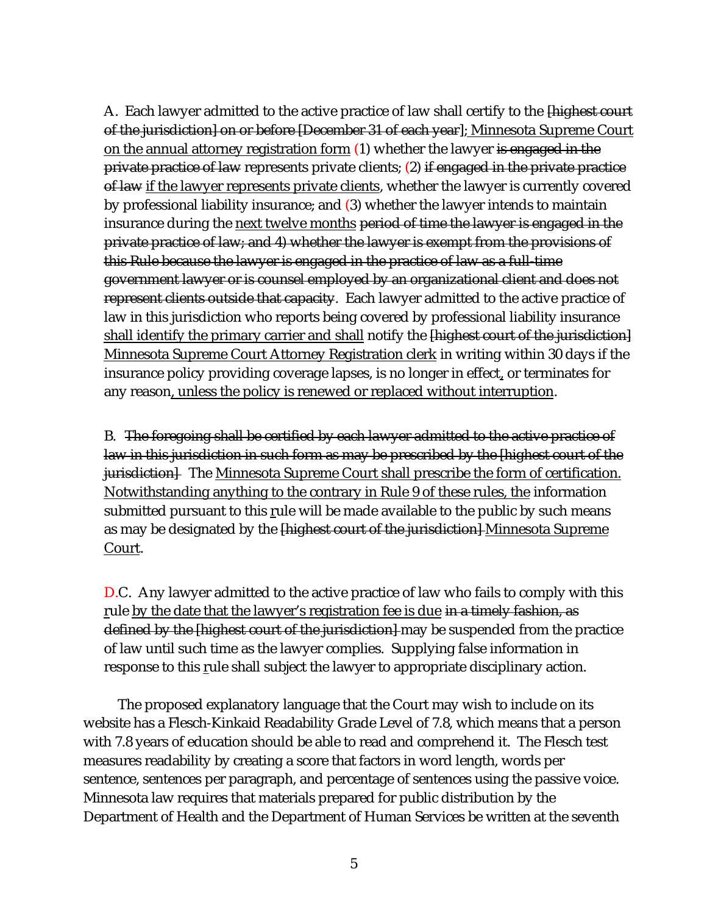A. Each lawyer admitted to the active practice of law shall certify to the ~~[highest court of the jurisdiction] on or before [December 31 of each year]~~<u>; Minnesota Supreme Court on the annual attorney registration form</u> (1) whether the lawyer ~~is engaged in the private practice of law~~ represents private clients; (2) ~~if engaged in the private practice of law~~ <u>if the lawyer represents private clients</u>, whether the lawyer is currently covered by professional liability insurance; and (3) whether the lawyer intends to maintain insurance during the <u>next twelve months</u> ~~period of time the lawyer is engaged in the private practice of law; and 4) whether the lawyer is exempt from the provisions of this Rule because the lawyer is engaged in the practice of law as a full-time government lawyer or is counsel employed by an organizational client and does not represent clients outside that capacity~~. Each lawyer admitted to the active practice of law in this jurisdiction who reports being covered by professional liability insurance <u>shall identify the primary carrier and shall</u> notify the ~~[highest court of the jurisdiction]~~ <u>Minnesota Supreme Court Attorney Registration clerk</u> in writing within 30 days if the insurance policy providing coverage lapses, is no longer in effect<u>,</u> or terminates for any reason<u>, unless the policy is renewed or replaced without interruption</u>.

B. ~~The foregoing shall be certified by each lawyer admitted to the active practice of law in this jurisdiction in such form as may be prescribed by the [highest court of the jurisdiction]~~ The <u>Minnesota Supreme Court shall prescribe the form of certification. Notwithstanding anything to the contrary in Rule 9 of these rules, the</u> information submitted pursuant to this <u>r</u>ule will be made available to the public by such means as may be designated by the ~~[highest court of the jurisdiction]~~ <u>Minnesota Supreme Court</u>.

D.C. Any lawyer admitted to the active practice of law who fails to comply with this <u>r</u>ule <u>by the date that the lawyer's registration fee is due</u> ~~in a timely fashion, as defined by the [highest court of the jurisdiction]~~ may be suspended from the practice of law until such time as the lawyer complies. Supplying false information in response to this <u>r</u>ule shall subject the lawyer to appropriate disciplinary action.

The proposed explanatory language that the Court may wish to include on its website has a Flesch-Kinkaid Readability Grade Level of 7.8, which means that a person with 7.8 years of education should be able to read and comprehend it. The Flesch test measures readability by creating a score that factors in word length, words per sentence, sentences per paragraph, and percentage of sentences using the passive voice. Minnesota law requires that materials prepared for public distribution by the Department of Health and the Department of Human Services be written at the seventh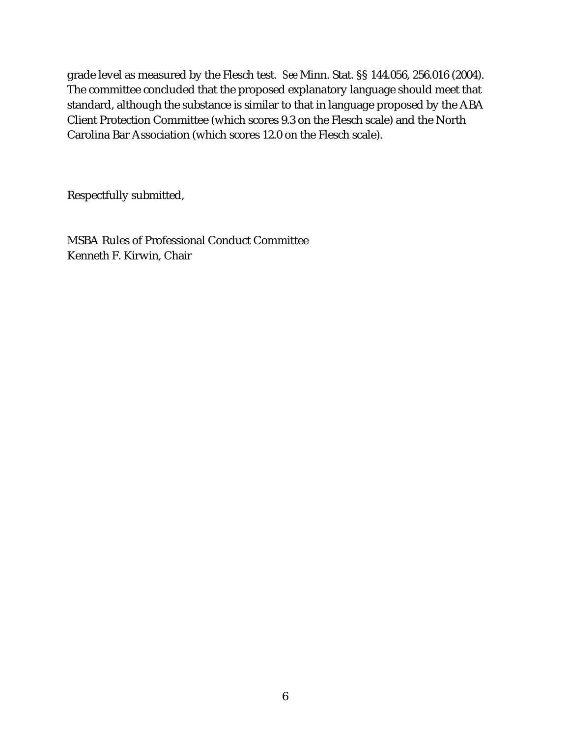grade level as measured by the Flesch test. *See* Minn. Stat. §§ 144.056, 256.016 (2004). The committee concluded that the proposed explanatory language should meet that standard, although the substance is similar to that in language proposed by the ABA Client Protection Committee (which scores 9.3 on the Flesch scale) and the North Carolina Bar Association (which scores 12.0 on the Flesch scale).

Respectfully submitted,

MSBA Rules of Professional Conduct Committee
Kenneth F. Kirwin, Chair